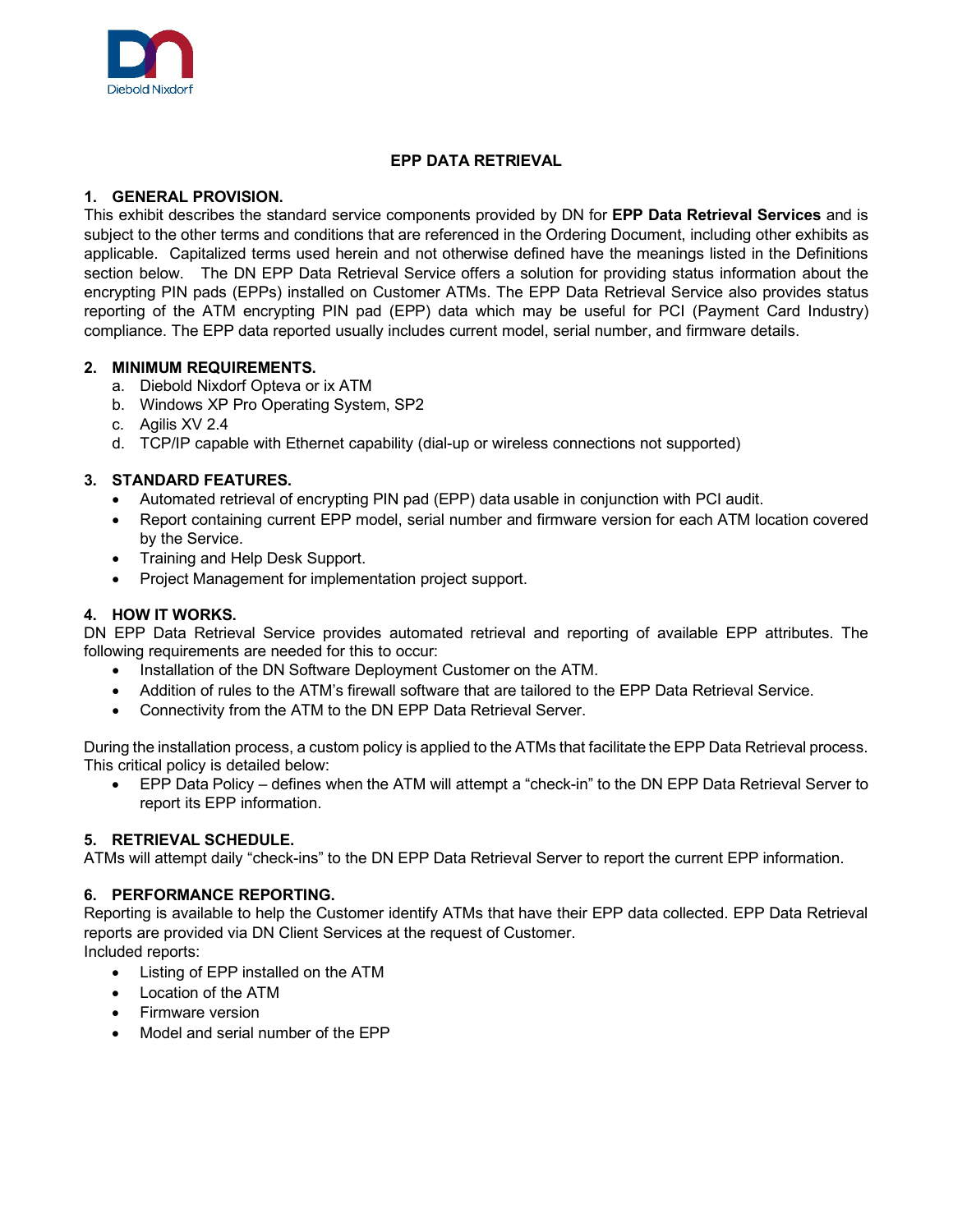# EPP DATA RETRIEVAL

## 1. GENERAL PROVISION.

This exhibit describes the standard service components provided by DN for **EPP Data Retrieval Services** and is subject to the other terms and conditions that are referenced in the Ordering Document, including other exhibits as applicable. Capitalized terms used herein and not otherwise defined have the meanings listed in the Definitions section below. The DN EPP Data Retrieval Service offers a solution for providing status information about the encrypting PIN pads (EPPs) installed on Customer ATMs. The EPP Data Retrieval Service also provides status reporting of the ATM encrypting PIN pad (EPP) data which may be useful for PCI (Payment Card Industry) compliance. The EPP data reported usually includes current model, serial number, and firmware details.

## 2. MINIMUM REQUIREMENTS.

a. Diebold Nixdorf Opteva or ix ATM
b. Windows XP Pro Operating System, SP2
c. Agilis XV 2.4
d. TCP/IP capable with Ethernet capability (dial-up or wireless connections not supported)

## 3. STANDARD FEATURES.

- Automated retrieval of encrypting PIN pad (EPP) data usable in conjunction with PCI audit.
- Report containing current EPP model, serial number and firmware version for each ATM location covered by the Service.
- Training and Help Desk Support.
- Project Management for implementation project support.

## 4. HOW IT WORKS.

DN EPP Data Retrieval Service provides automated retrieval and reporting of available EPP attributes. The following requirements are needed for this to occur:

- Installation of the DN Software Deployment Customer on the ATM.
- Addition of rules to the ATM's firewall software that are tailored to the EPP Data Retrieval Service.
- Connectivity from the ATM to the DN EPP Data Retrieval Server.

During the installation process, a custom policy is applied to the ATMs that facilitate the EPP Data Retrieval process. This critical policy is detailed below:

- EPP Data Policy – defines when the ATM will attempt a "check-in" to the DN EPP Data Retrieval Server to report its EPP information.

## 5. RETRIEVAL SCHEDULE.

ATMs will attempt daily "check-ins" to the DN EPP Data Retrieval Server to report the current EPP information.

## 6. PERFORMANCE REPORTING.

Reporting is available to help the Customer identify ATMs that have their EPP data collected. EPP Data Retrieval reports are provided via DN Client Services at the request of Customer.
Included reports:

- Listing of EPP installed on the ATM
- Location of the ATM
- Firmware version
- Model and serial number of the EPP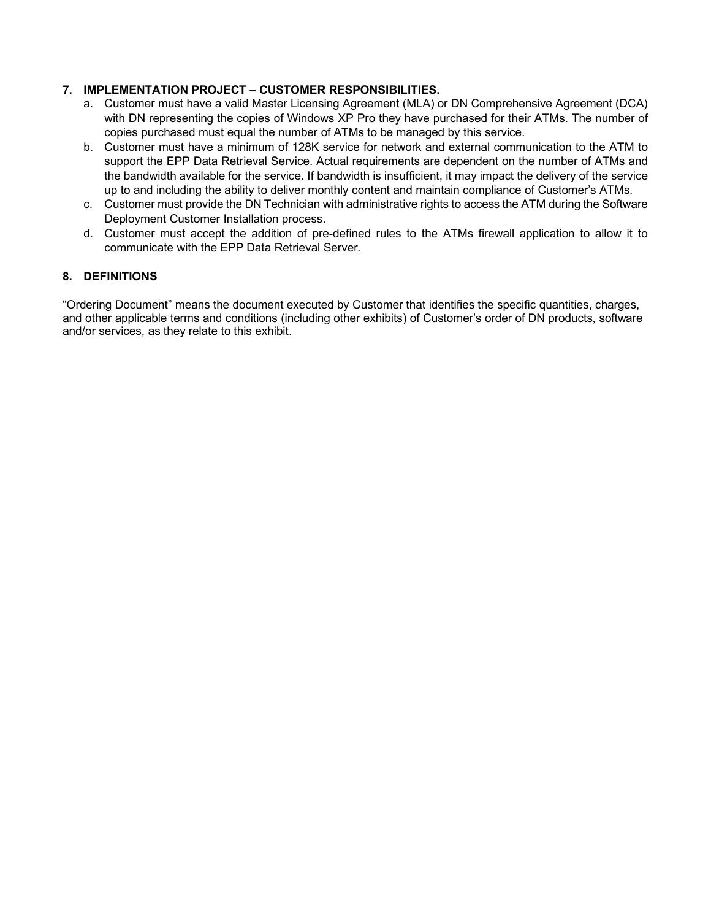## 7. IMPLEMENTATION PROJECT – CUSTOMER RESPONSIBILITIES.

a. Customer must have a valid Master Licensing Agreement (MLA) or DN Comprehensive Agreement (DCA) with DN representing the copies of Windows XP Pro they have purchased for their ATMs. The number of copies purchased must equal the number of ATMs to be managed by this service.

b. Customer must have a minimum of 128K service for network and external communication to the ATM to support the EPP Data Retrieval Service. Actual requirements are dependent on the number of ATMs and the bandwidth available for the service. If bandwidth is insufficient, it may impact the delivery of the service up to and including the ability to deliver monthly content and maintain compliance of Customer's ATMs.

c. Customer must provide the DN Technician with administrative rights to access the ATM during the Software Deployment Customer Installation process.

d. Customer must accept the addition of pre-defined rules to the ATMs firewall application to allow it to communicate with the EPP Data Retrieval Server.

## 8. DEFINITIONS

"Ordering Document" means the document executed by Customer that identifies the specific quantities, charges, and other applicable terms and conditions (including other exhibits) of Customer's order of DN products, software and/or services, as they relate to this exhibit.